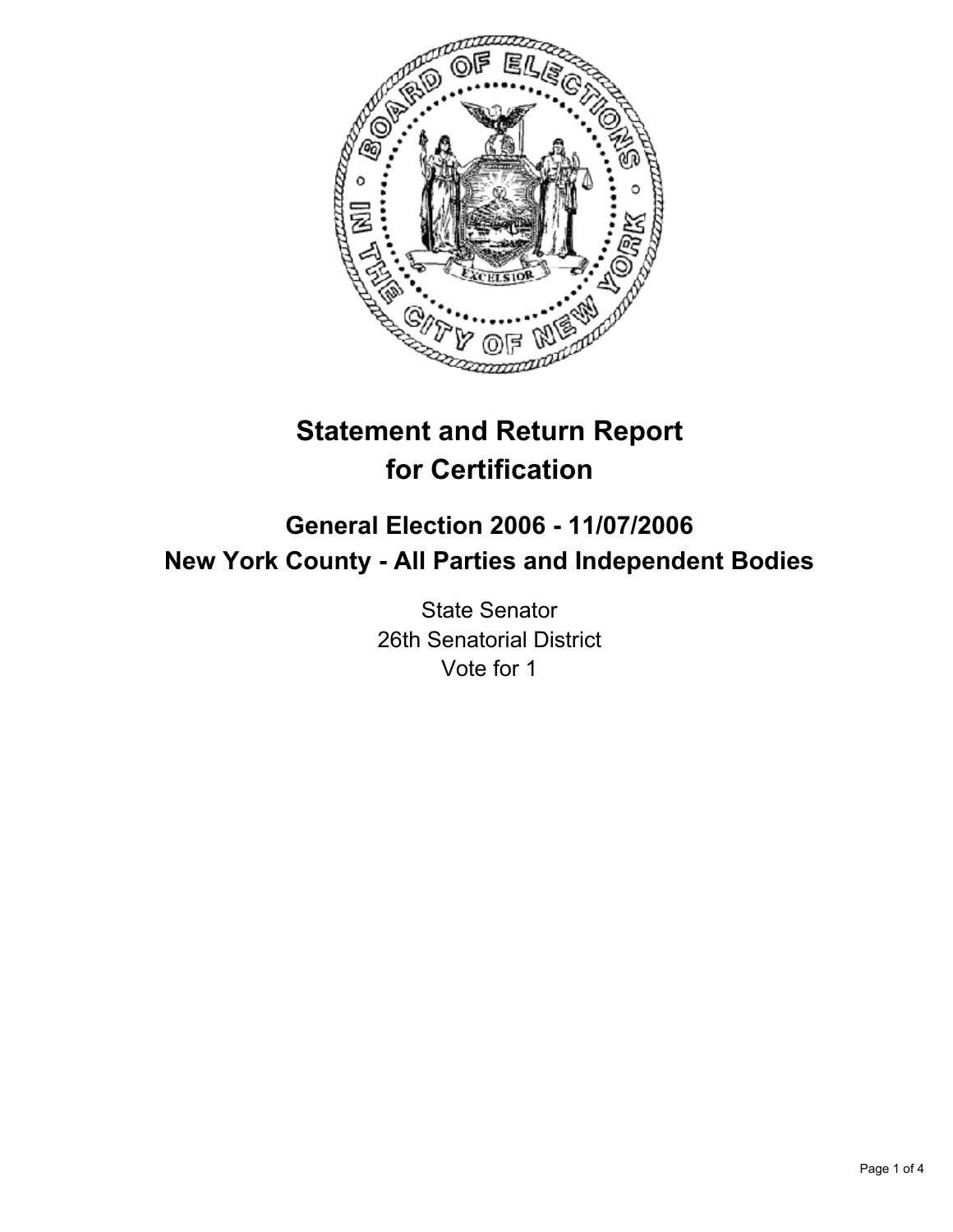# Statement and Return Report for Certification

## General Election 2006 - 11/07/2006
## New York County - All Parties and Independent Bodies

State Senator
26th Senatorial District
Vote for 1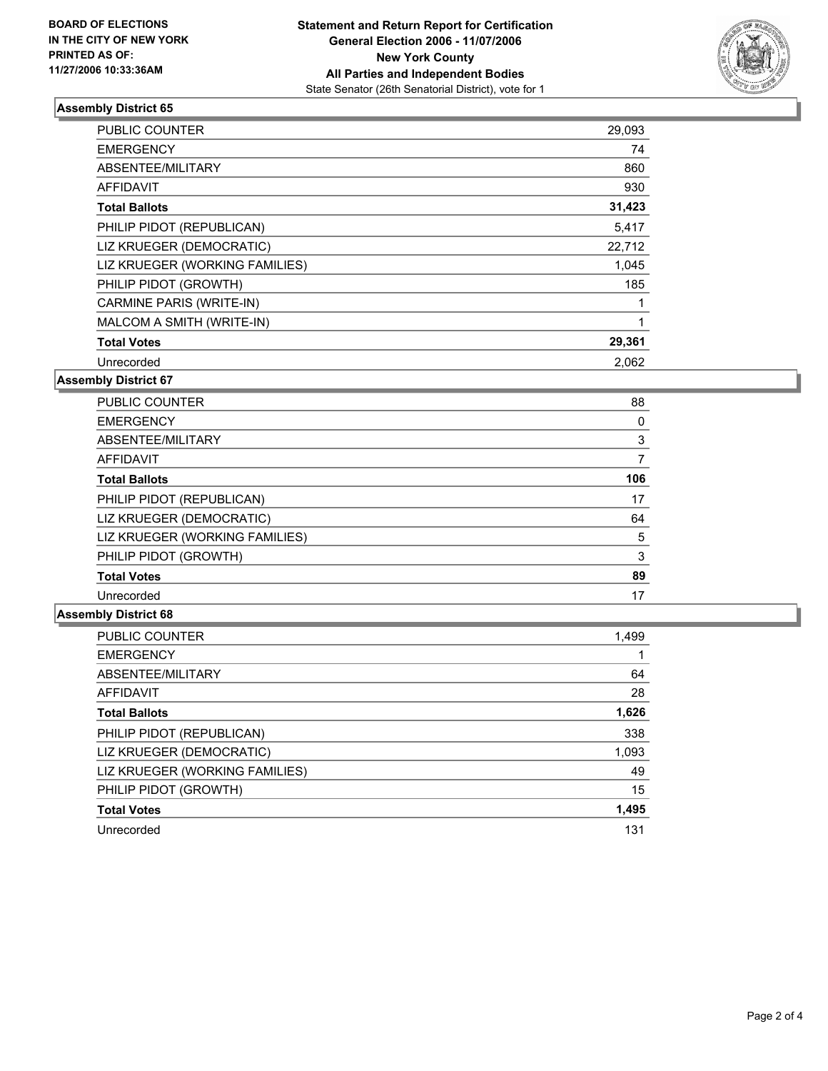**BOARD OF ELECTIONS IN THE CITY OF NEW YORK PRINTED AS OF: 11/27/2006 10:33:36AM**

**Statement and Return Report for Certification**
**General Election 2006 - 11/07/2006**
**New York County**
**All Parties and Independent Bodies**
State Senator (26th Senatorial District), vote for 1

### Assembly District 65

| | |
|---|---|
| PUBLIC COUNTER | 29,093 |
| EMERGENCY | 74 |
| ABSENTEE/MILITARY | 860 |
| AFFIDAVIT | 930 |
| **Total Ballots** | **31,423** |
| PHILIP PIDOT (REPUBLICAN) | 5,417 |
| LIZ KRUEGER (DEMOCRATIC) | 22,712 |
| LIZ KRUEGER (WORKING FAMILIES) | 1,045 |
| PHILIP PIDOT (GROWTH) | 185 |
| CARMINE PARIS (WRITE-IN) | 1 |
| MALCOM A SMITH (WRITE-IN) | 1 |
| **Total Votes** | **29,361** |
| Unrecorded | 2,062 |

### Assembly District 67

| | |
|---|---|
| PUBLIC COUNTER | 88 |
| EMERGENCY | 0 |
| ABSENTEE/MILITARY | 3 |
| AFFIDAVIT | 7 |
| **Total Ballots** | **106** |
| PHILIP PIDOT (REPUBLICAN) | 17 |
| LIZ KRUEGER (DEMOCRATIC) | 64 |
| LIZ KRUEGER (WORKING FAMILIES) | 5 |
| PHILIP PIDOT (GROWTH) | 3 |
| **Total Votes** | **89** |
| Unrecorded | 17 |

### Assembly District 68

| | |
|---|---|
| PUBLIC COUNTER | 1,499 |
| EMERGENCY | 1 |
| ABSENTEE/MILITARY | 64 |
| AFFIDAVIT | 28 |
| **Total Ballots** | **1,626** |
| PHILIP PIDOT (REPUBLICAN) | 338 |
| LIZ KRUEGER (DEMOCRATIC) | 1,093 |
| LIZ KRUEGER (WORKING FAMILIES) | 49 |
| PHILIP PIDOT (GROWTH) | 15 |
| **Total Votes** | **1,495** |
| Unrecorded | 131 |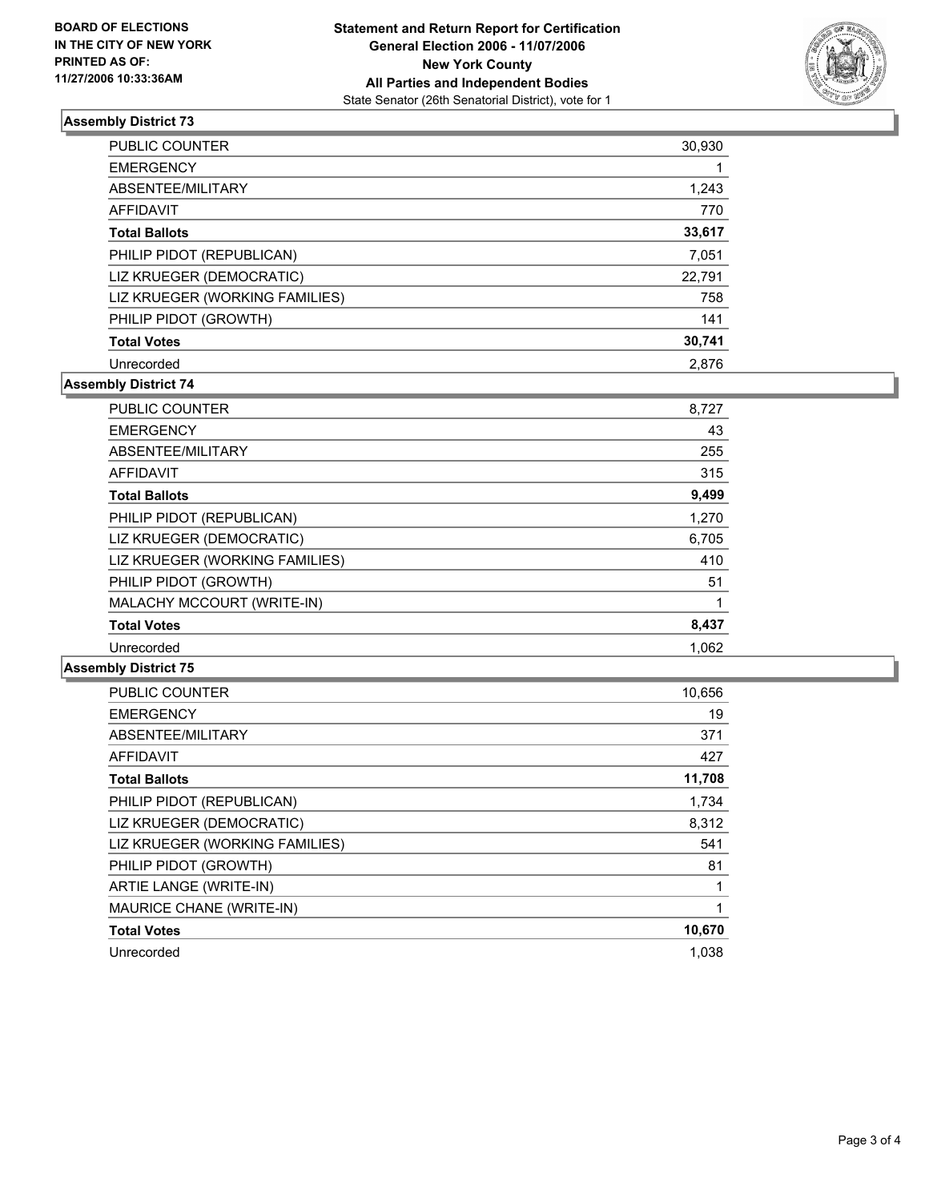**BOARD OF ELECTIONS IN THE CITY OF NEW YORK PRINTED AS OF: 11/27/2006 10:33:36AM**

# Statement and Return Report for Certification
## General Election 2006 - 11/07/2006
## New York County
## All Parties and Independent Bodies
State Senator (26th Senatorial District), vote for 1

### Assembly District 73

| | |
|---|---|
| PUBLIC COUNTER | 30,930 |
| EMERGENCY | 1 |
| ABSENTEE/MILITARY | 1,243 |
| AFFIDAVIT | 770 |
| **Total Ballots** | **33,617** |
| PHILIP PIDOT (REPUBLICAN) | 7,051 |
| LIZ KRUEGER (DEMOCRATIC) | 22,791 |
| LIZ KRUEGER (WORKING FAMILIES) | 758 |
| PHILIP PIDOT (GROWTH) | 141 |
| **Total Votes** | **30,741** |
| Unrecorded | 2,876 |

### Assembly District 74

| | |
|---|---|
| PUBLIC COUNTER | 8,727 |
| EMERGENCY | 43 |
| ABSENTEE/MILITARY | 255 |
| AFFIDAVIT | 315 |
| **Total Ballots** | **9,499** |
| PHILIP PIDOT (REPUBLICAN) | 1,270 |
| LIZ KRUEGER (DEMOCRATIC) | 6,705 |
| LIZ KRUEGER (WORKING FAMILIES) | 410 |
| PHILIP PIDOT (GROWTH) | 51 |
| MALACHY MCCOURT (WRITE-IN) | 1 |
| **Total Votes** | **8,437** |
| Unrecorded | 1,062 |

### Assembly District 75

| | |
|---|---|
| PUBLIC COUNTER | 10,656 |
| EMERGENCY | 19 |
| ABSENTEE/MILITARY | 371 |
| AFFIDAVIT | 427 |
| **Total Ballots** | **11,708** |
| PHILIP PIDOT (REPUBLICAN) | 1,734 |
| LIZ KRUEGER (DEMOCRATIC) | 8,312 |
| LIZ KRUEGER (WORKING FAMILIES) | 541 |
| PHILIP PIDOT (GROWTH) | 81 |
| ARTIE LANGE (WRITE-IN) | 1 |
| MAURICE CHANE (WRITE-IN) | 1 |
| **Total Votes** | **10,670** |
| Unrecorded | 1,038 |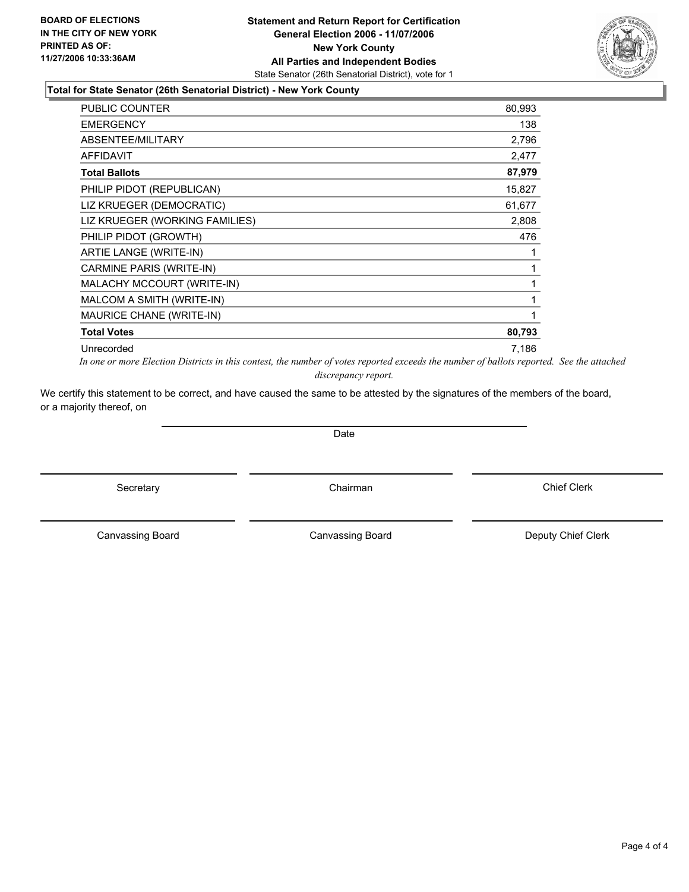**BOARD OF ELECTIONS IN THE CITY OF NEW YORK PRINTED AS OF: 11/27/2006 10:33:36AM**

**Statement and Return Report for Certification General Election 2006 - 11/07/2006 New York County All Parties and Independent Bodies**

State Senator (26th Senatorial District), vote for 1

**Total for State Senator (26th Senatorial District) - New York County**

| | |
|---|---|
| PUBLIC COUNTER | 80,993 |
| EMERGENCY | 138 |
| ABSENTEE/MILITARY | 2,796 |
| AFFIDAVIT | 2,477 |
| **Total Ballots** | **87,979** |
| PHILIP PIDOT (REPUBLICAN) | 15,827 |
| LIZ KRUEGER (DEMOCRATIC) | 61,677 |
| LIZ KRUEGER (WORKING FAMILIES) | 2,808 |
| PHILIP PIDOT (GROWTH) | 476 |
| ARTIE LANGE (WRITE-IN) | 1 |
| CARMINE PARIS (WRITE-IN) | 1 |
| MALACHY MCCOURT (WRITE-IN) | 1 |
| MALCOM A SMITH (WRITE-IN) | 1 |
| MAURICE CHANE (WRITE-IN) | 1 |
| **Total Votes** | **80,793** |
| Unrecorded | 7,186 |

*In one or more Election Districts in this contest, the number of votes reported exceeds the number of ballots reported. See the attached discrepancy report.*

We certify this statement to be correct, and have caused the same to be attested by the signatures of the members of the board, or a majority thereof, on

Date

Secretary | Chairman | Chief Clerk

Canvassing Board | Canvassing Board | Deputy Chief Clerk